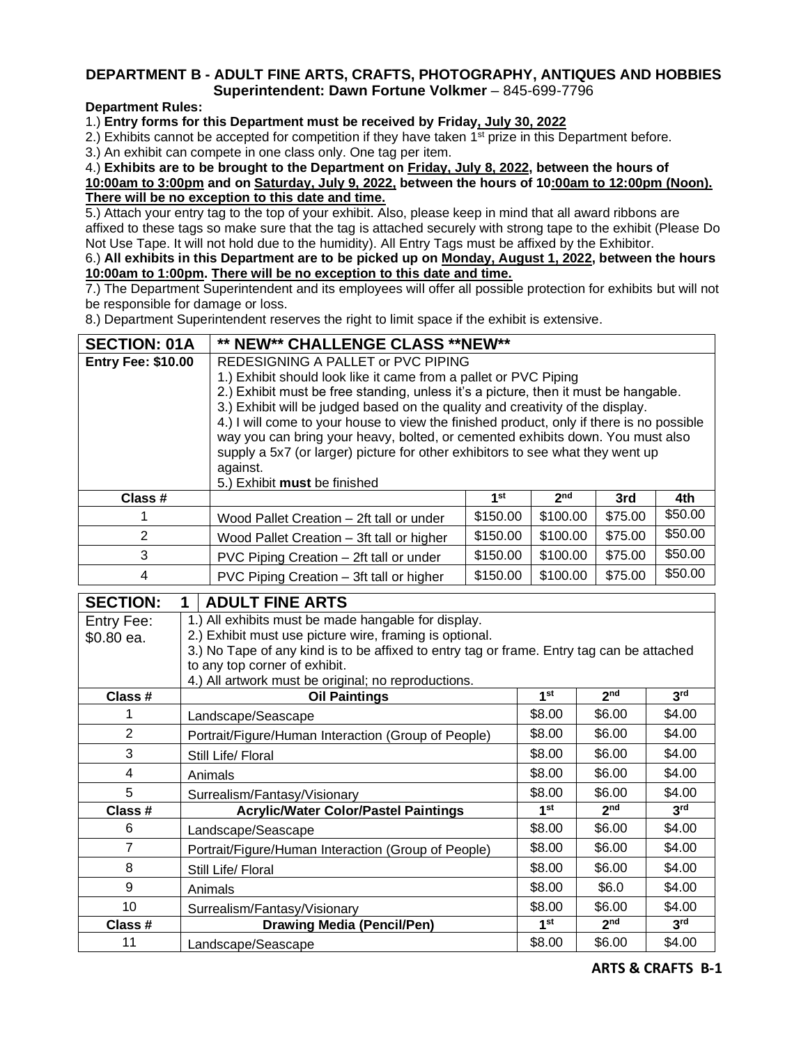## DEPARTMENT B - ADULT FINE ARTS, CRAFTS, PHOTOGRAPHY, ANTIQUES AND HOBBIES

**Superintendent: Dawn Fortune Volkmer** – 845-699-7796

**Department Rules:**

1.) **Entry forms for this Department must be received by Friday, July 30, 2022**

2.) Exhibits cannot be accepted for competition if they have taken 1st prize in this Department before.

3.) An exhibit can compete in one class only. One tag per item.

4.) **Exhibits are to be brought to the Department on Friday, July 8, 2022, between the hours of 10:00am to 3:00pm and on Saturday, July 9, 2022, between the hours of 10:00am to 12:00pm (Noon). There will be no exception to this date and time.**

5.) Attach your entry tag to the top of your exhibit. Also, please keep in mind that all award ribbons are affixed to these tags so make sure that the tag is attached securely with strong tape to the exhibit (Please Do Not Use Tape. It will not hold due to the humidity). All Entry Tags must be affixed by the Exhibitor.

6.) **All exhibits in this Department are to be picked up on Monday, August 1, 2022, between the hours 10:00am to 1:00pm. There will be no exception to this date and time.**

7.) The Department Superintendent and its employees will offer all possible protection for exhibits but will not be responsible for damage or loss.

8.) Department Superintendent reserves the right to limit space if the exhibit is extensive.

| **SECTION: 01A** | **\*\* NEW\*\* CHALLENGE CLASS \*\*NEW\*\*** | | | | |
|---|---|---|---|---|---|
| **Entry Fee: $10.00** | REDESIGNING A PALLET or PVC PIPING<br>1.) Exhibit should look like it came from a pallet or PVC Piping<br>2.) Exhibit must be free standing, unless it's a picture, then it must be hangable.<br>3.) Exhibit will be judged based on the quality and creativity of the display.<br>4.) I will come to your house to view the finished product, only if there is no possible way you can bring your heavy, bolted, or cemented exhibits down. You must also supply a 5x7 (or larger) picture for other exhibitors to see what they went up against.<br>5.) Exhibit **must** be finished | | | | |
| **Class #** | | **1st** | **2nd** | **3rd** | **4th** |
| 1 | Wood Pallet Creation – 2ft tall or under | $150.00 | $100.00 | $75.00 | $50.00 |
| 2 | Wood Pallet Creation – 3ft tall or higher | $150.00 | $100.00 | $75.00 | $50.00 |
| 3 | PVC Piping Creation – 2ft tall or under | $150.00 | $100.00 | $75.00 | $50.00 |
| 4 | PVC Piping Creation – 3ft tall or higher | $150.00 | $100.00 | $75.00 | $50.00 |

| **SECTION: 1** | **ADULT FINE ARTS** | | | |
|---|---|---|---|---|
| Entry Fee: $0.80 ea. | 1.) All exhibits must be made hangable for display.<br>2.) Exhibit must use picture wire, framing is optional.<br>3.) No Tape of any kind is to be affixed to entry tag or frame. Entry tag can be attached to any top corner of exhibit.<br>4.) All artwork must be original; no reproductions. | | | |
| **Class #** | **Oil Paintings** | **1st** | **2nd** | **3rd** |
| 1 | Landscape/Seascape | $8.00 | $6.00 | $4.00 |
| 2 | Portrait/Figure/Human Interaction (Group of People) | $8.00 | $6.00 | $4.00 |
| 3 | Still Life/ Floral | $8.00 | $6.00 | $4.00 |
| 4 | Animals | $8.00 | $6.00 | $4.00 |
| 5 | Surrealism/Fantasy/Visionary | $8.00 | $6.00 | $4.00 |
| **Class #** | **Acrylic/Water Color/Pastel Paintings** | **1st** | **2nd** | **3rd** |
| 6 | Landscape/Seascape | $8.00 | $6.00 | $4.00 |
| 7 | Portrait/Figure/Human Interaction (Group of People) | $8.00 | $6.00 | $4.00 |
| 8 | Still Life/ Floral | $8.00 | $6.00 | $4.00 |
| 9 | Animals | $8.00 | $6.0 | $4.00 |
| 10 | Surrealism/Fantasy/Visionary | $8.00 | $6.00 | $4.00 |
| **Class #** | **Drawing Media (Pencil/Pen)** | **1st** | **2nd** | **3rd** |
| 11 | Landscape/Seascape | $8.00 | $6.00 | $4.00 |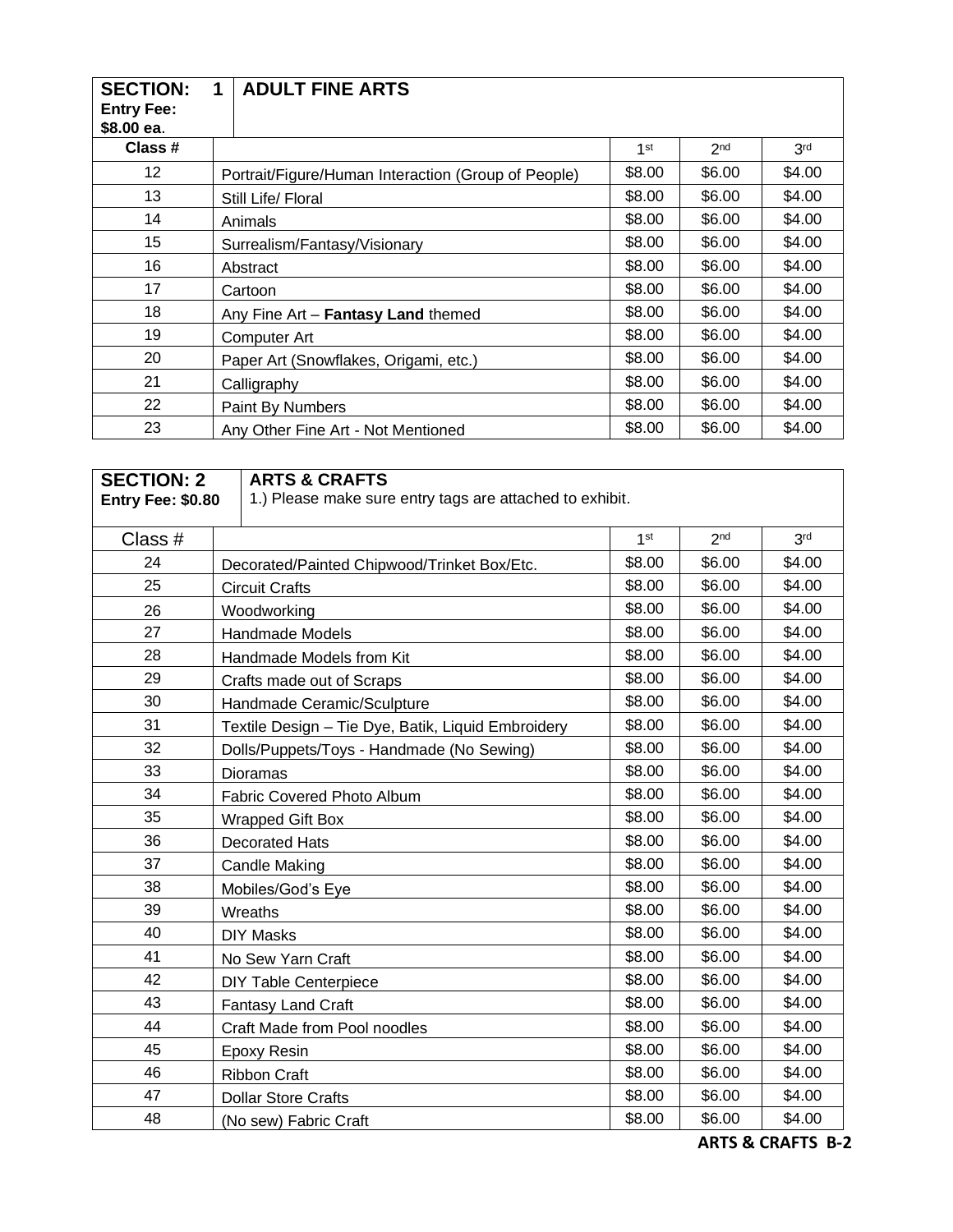| SECTION: 1<br>**Entry Fee: $8.00 ea.** | **ADULT FINE ARTS** | | | |
|---|---|---|---|---|
| **Class #** | | 1st | 2nd | 3rd |
| 12 | Portrait/Figure/Human Interaction (Group of People) | $8.00 | $6.00 | $4.00 |
| 13 | Still Life/ Floral | $8.00 | $6.00 | $4.00 |
| 14 | Animals | $8.00 | $6.00 | $4.00 |
| 15 | Surrealism/Fantasy/Visionary | $8.00 | $6.00 | $4.00 |
| 16 | Abstract | $8.00 | $6.00 | $4.00 |
| 17 | Cartoon | $8.00 | $6.00 | $4.00 |
| 18 | Any Fine Art – **Fantasy Land** themed | $8.00 | $6.00 | $4.00 |
| 19 | Computer Art | $8.00 | $6.00 | $4.00 |
| 20 | Paper Art (Snowflakes, Origami, etc.) | $8.00 | $6.00 | $4.00 |
| 21 | Calligraphy | $8.00 | $6.00 | $4.00 |
| 22 | Paint By Numbers | $8.00 | $6.00 | $4.00 |
| 23 | Any Other Fine Art - Not Mentioned | $8.00 | $6.00 | $4.00 |

| **SECTION: 2**<br>**Entry Fee: $0.80** | **ARTS & CRAFTS**<br>1.) Please make sure entry tags are attached to exhibit. | | | |
|---|---|---|---|---|
| Class # | | 1st | 2nd | 3rd |
| 24 | Decorated/Painted Chipwood/Trinket Box/Etc. | $8.00 | $6.00 | $4.00 |
| 25 | Circuit Crafts | $8.00 | $6.00 | $4.00 |
| 26 | Woodworking | $8.00 | $6.00 | $4.00 |
| 27 | Handmade Models | $8.00 | $6.00 | $4.00 |
| 28 | Handmade Models from Kit | $8.00 | $6.00 | $4.00 |
| 29 | Crafts made out of Scraps | $8.00 | $6.00 | $4.00 |
| 30 | Handmade Ceramic/Sculpture | $8.00 | $6.00 | $4.00 |
| 31 | Textile Design – Tie Dye, Batik, Liquid Embroidery | $8.00 | $6.00 | $4.00 |
| 32 | Dolls/Puppets/Toys - Handmade (No Sewing) | $8.00 | $6.00 | $4.00 |
| 33 | Dioramas | $8.00 | $6.00 | $4.00 |
| 34 | Fabric Covered Photo Album | $8.00 | $6.00 | $4.00 |
| 35 | Wrapped Gift Box | $8.00 | $6.00 | $4.00 |
| 36 | Decorated Hats | $8.00 | $6.00 | $4.00 |
| 37 | Candle Making | $8.00 | $6.00 | $4.00 |
| 38 | Mobiles/God's Eye | $8.00 | $6.00 | $4.00 |
| 39 | Wreaths | $8.00 | $6.00 | $4.00 |
| 40 | DIY Masks | $8.00 | $6.00 | $4.00 |
| 41 | No Sew Yarn Craft | $8.00 | $6.00 | $4.00 |
| 42 | DIY Table Centerpiece | $8.00 | $6.00 | $4.00 |
| 43 | Fantasy Land Craft | $8.00 | $6.00 | $4.00 |
| 44 | Craft Made from Pool noodles | $8.00 | $6.00 | $4.00 |
| 45 | Epoxy Resin | $8.00 | $6.00 | $4.00 |
| 46 | Ribbon Craft | $8.00 | $6.00 | $4.00 |
| 47 | Dollar Store Crafts | $8.00 | $6.00 | $4.00 |
| 48 | (No sew) Fabric Craft | $8.00 | $6.00 | $4.00 |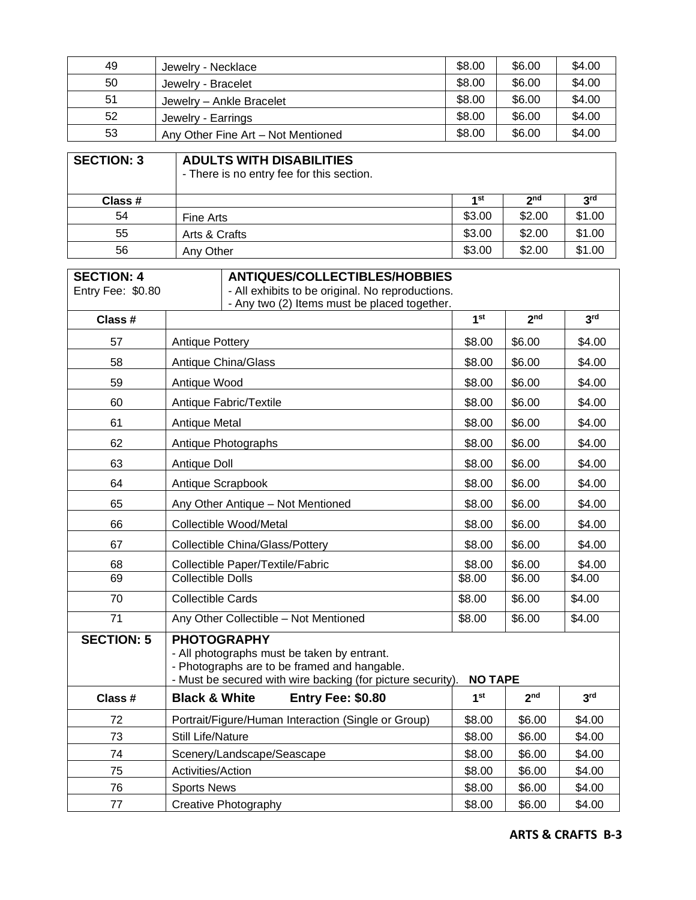| 49 | Jewelry - Necklace | $8.00 | $6.00 | $4.00 |
|---|---|---|---|---|
| 50 | Jewelry - Bracelet | $8.00 | $6.00 | $4.00 |
| 51 | Jewelry – Ankle Bracelet | $8.00 | $6.00 | $4.00 |
| 52 | Jewelry - Earrings | $8.00 | $6.00 | $4.00 |
| 53 | Any Other Fine Art – Not Mentioned | $8.00 | $6.00 | $4.00 |

| **SECTION: 3** | **ADULTS WITH DISABILITIES**<br>- There is no entry fee for this section. | | | |
|---|---|---|---|---|
| **Class #** | | **1st** | **2nd** | **3rd** |
| 54 | Fine Arts | $3.00 | $2.00 | $1.00 |
| 55 | Arts & Crafts | $3.00 | $2.00 | $1.00 |
| 56 | Any Other | $3.00 | $2.00 | $1.00 |

| **SECTION: 4**<br>Entry Fee: $0.80 | **ANTIQUES/COLLECTIBLES/HOBBIES**<br>- All exhibits to be original. No reproductions.<br>- Any two (2) Items must be placed together. | | | |
|---|---|---|---|---|
| **Class #** | | **1st** | **2nd** | **3rd** |
| 57 | Antique Pottery | $8.00 | $6.00 | $4.00 |
| 58 | Antique China/Glass | $8.00 | $6.00 | $4.00 |
| 59 | Antique Wood | $8.00 | $6.00 | $4.00 |
| 60 | Antique Fabric/Textile | $8.00 | $6.00 | $4.00 |
| 61 | Antique Metal | $8.00 | $6.00 | $4.00 |
| 62 | Antique Photographs | $8.00 | $6.00 | $4.00 |
| 63 | Antique Doll | $8.00 | $6.00 | $4.00 |
| 64 | Antique Scrapbook | $8.00 | $6.00 | $4.00 |
| 65 | Any Other Antique – Not Mentioned | $8.00 | $6.00 | $4.00 |
| 66 | Collectible Wood/Metal | $8.00 | $6.00 | $4.00 |
| 67 | Collectible China/Glass/Pottery | $8.00 | $6.00 | $4.00 |
| 68 | Collectible Paper/Textile/Fabric | $8.00 | $6.00 | $4.00 |
| 69 | Collectible Dolls | $8.00 | $6.00 | $4.00 |
| 70 | Collectible Cards | $8.00 | $6.00 | $4.00 |
| 71 | Any Other Collectible – Not Mentioned | $8.00 | $6.00 | $4.00 |
| **SECTION: 5** | **PHOTOGRAPHY**<br>- All photographs must be taken by entrant.<br>- Photographs are to be framed and hangable.<br>- Must be secured with wire backing (for picture security). **NO TAPE** | | | |
| **Class #** | **Black & White** **Entry Fee: $0.80** | **1st** | **2nd** | **3rd** |
| 72 | Portrait/Figure/Human Interaction (Single or Group) | $8.00 | $6.00 | $4.00 |
| 73 | Still Life/Nature | $8.00 | $6.00 | $4.00 |
| 74 | Scenery/Landscape/Seascape | $8.00 | $6.00 | $4.00 |
| 75 | Activities/Action | $8.00 | $6.00 | $4.00 |
| 76 | Sports News | $8.00 | $6.00 | $4.00 |
| 77 | Creative Photography | $8.00 | $6.00 | $4.00 |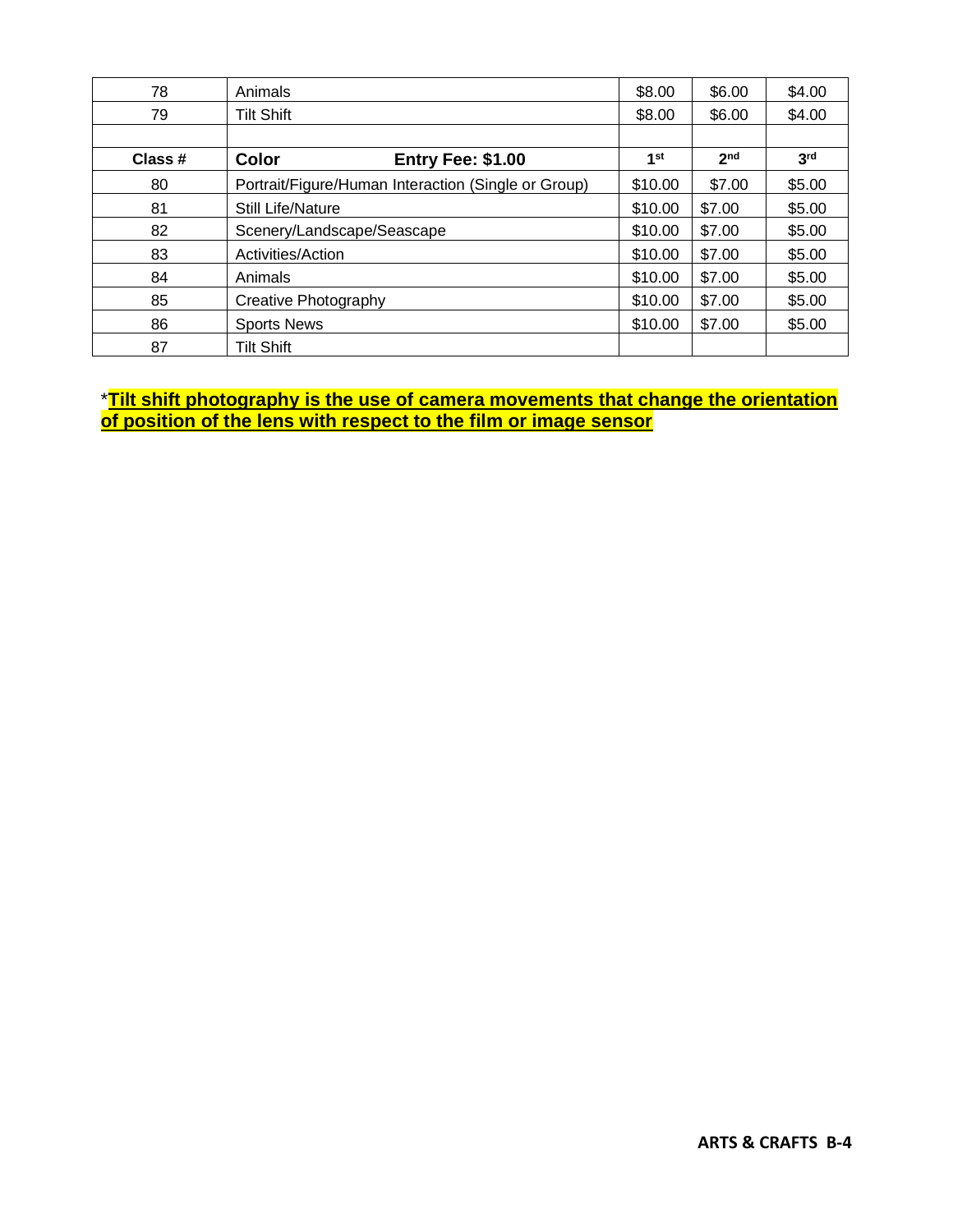| | | | | |
|---|---|---|---|---|
| 78 | Animals | $8.00 | $6.00 | $4.00 |
| 79 | Tilt Shift | $8.00 | $6.00 | $4.00 |
| | | | | |
| **Class #** | **Color Entry Fee: $1.00** | **1st** | **2nd** | **3rd** |
| 80 | Portrait/Figure/Human Interaction (Single or Group) | $10.00 | $7.00 | $5.00 |
| 81 | Still Life/Nature | $10.00 | $7.00 | $5.00 |
| 82 | Scenery/Landscape/Seascape | $10.00 | $7.00 | $5.00 |
| 83 | Activities/Action | $10.00 | $7.00 | $5.00 |
| 84 | Animals | $10.00 | $7.00 | $5.00 |
| 85 | Creative Photography | $10.00 | $7.00 | $5.00 |
| 86 | Sports News | $10.00 | $7.00 | $5.00 |
| 87 | Tilt Shift | | | |

*<u>**Tilt shift photography is the use of camera movements that change the orientation of position of the lens with respect to the film or image sensor**</u>